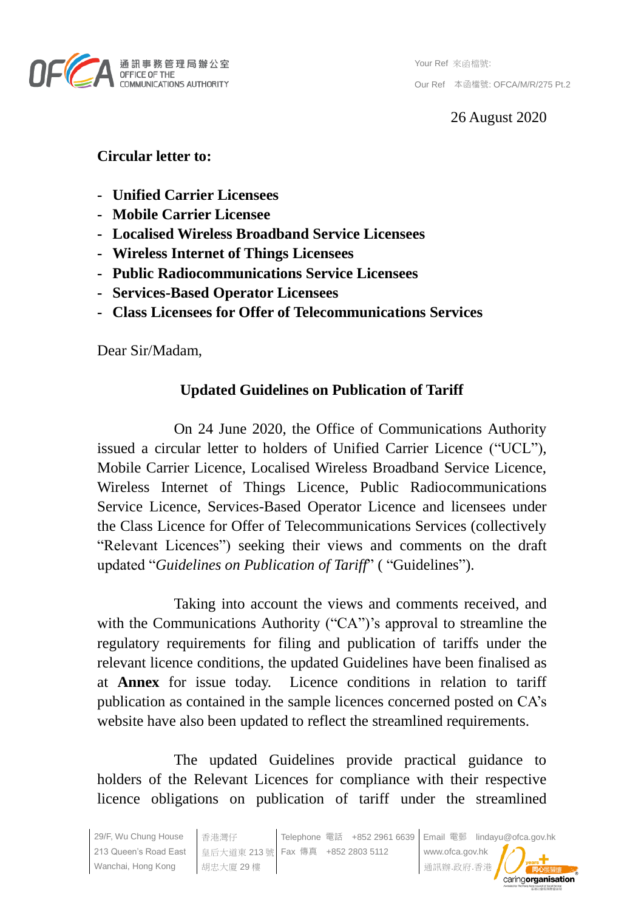Your Ref 來函檔號:

Our Ref 本函檔號: OFCA/M/R/275 Pt.2

26 August 2020

**Circular letter to:**

- **Unified Carrier Licensees**
- **Mobile Carrier Licensee**
- **Localised Wireless Broadband Service Licensees**
- **Wireless Internet of Things Licensees**
- **Public Radiocommunications Service Licensees**
- **Services-Based Operator Licensees**
- **Class Licensees for Offer of Telecommunications Services**

Dear Sir/Madam,

**Updated Guidelines on Publication of Tariff**

On 24 June 2020, the Office of Communications Authority issued a circular letter to holders of Unified Carrier Licence ("UCL"), Mobile Carrier Licence, Localised Wireless Broadband Service Licence, Wireless Internet of Things Licence, Public Radiocommunications Service Licence, Services-Based Operator Licence and licensees under the Class Licence for Offer of Telecommunications Services (collectively "Relevant Licences") seeking their views and comments on the draft updated "*Guidelines on Publication of Tariff*" ( "Guidelines").

Taking into account the views and comments received, and with the Communications Authority ("CA")'s approval to streamline the regulatory requirements for filing and publication of tariffs under the relevant licence conditions, the updated Guidelines have been finalised as at **Annex** for issue today. Licence conditions in relation to tariff publication as contained in the sample licences concerned posted on CA's website have also been updated to reflect the streamlined requirements.

The updated Guidelines provide practical guidance to holders of the Relevant Licences for compliance with their respective licence obligations on publication of tariff under the streamlined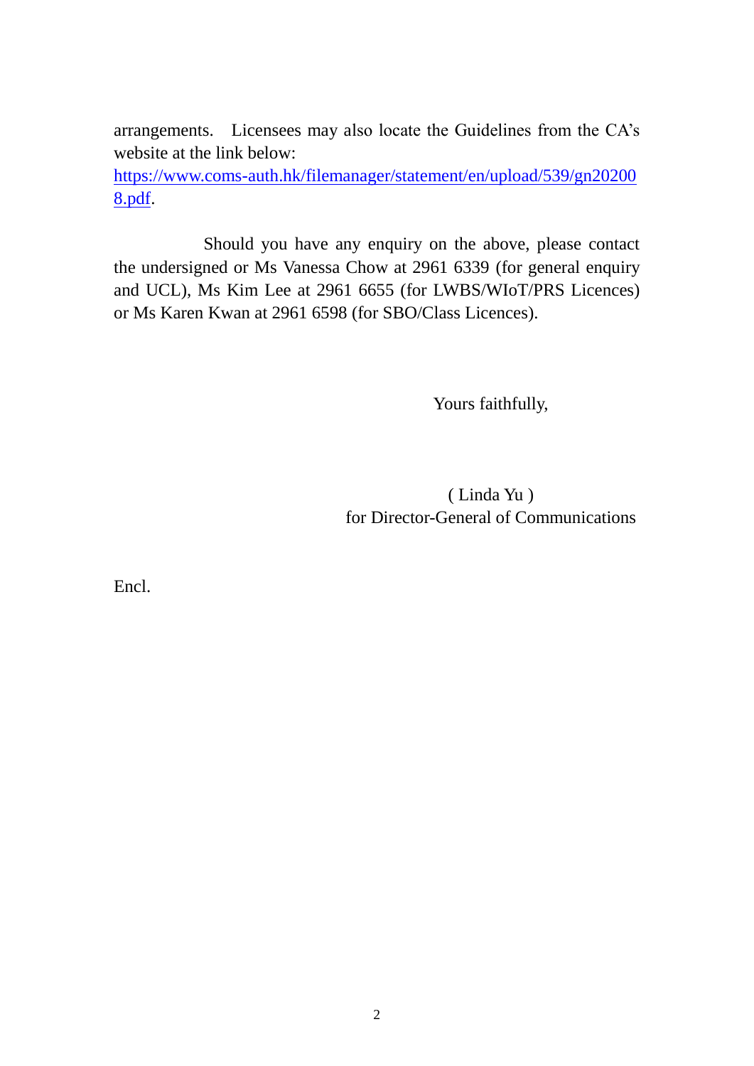arrangements. Licensees may also locate the Guidelines from the CA's website at the link below: https://www.coms-auth.hk/filemanager/statement/en/upload/539/gn202008.pdf.

Should you have any enquiry on the above, please contact the undersigned or Ms Vanessa Chow at 2961 6339 (for general enquiry and UCL), Ms Kim Lee at 2961 6655 (for LWBS/WIoT/PRS Licences) or Ms Karen Kwan at 2961 6598 (for SBO/Class Licences).

Yours faithfully,

( Linda Yu )
for Director-General of Communications

Encl.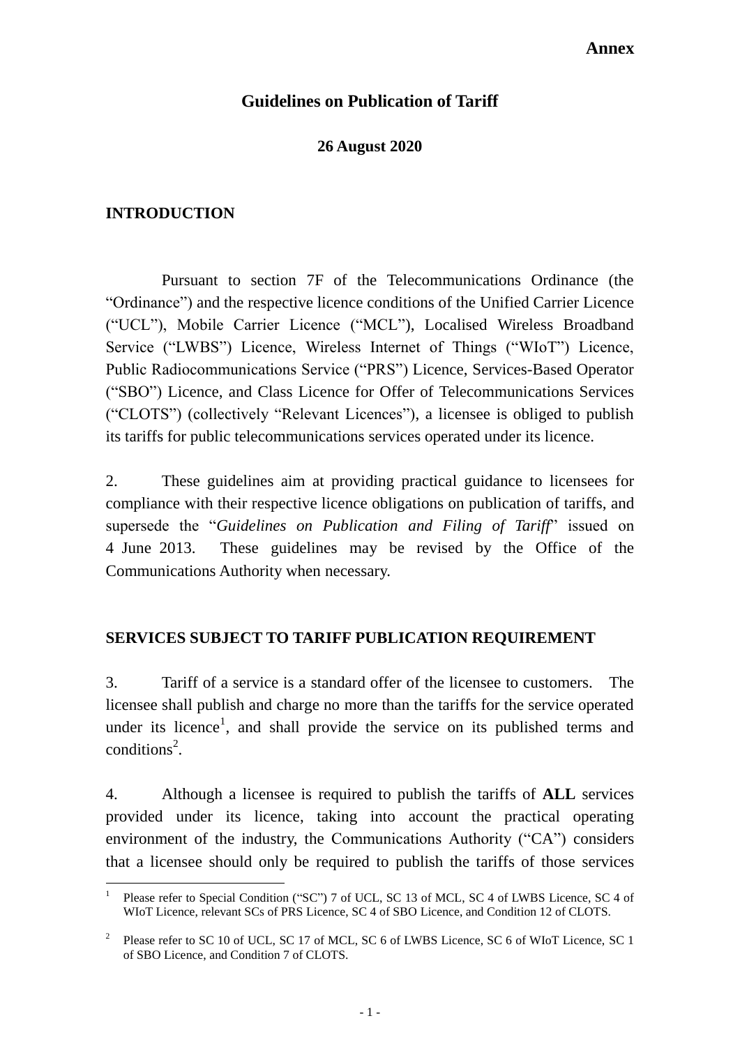**Annex**

# Guidelines on Publication of Tariff

**26 August 2020**

## INTRODUCTION

Pursuant to section 7F of the Telecommunications Ordinance (the "Ordinance") and the respective licence conditions of the Unified Carrier Licence ("UCL"), Mobile Carrier Licence ("MCL"), Localised Wireless Broadband Service ("LWBS") Licence, Wireless Internet of Things ("WIoT") Licence, Public Radiocommunications Service ("PRS") Licence, Services-Based Operator ("SBO") Licence, and Class Licence for Offer of Telecommunications Services ("CLOTS") (collectively "Relevant Licences"), a licensee is obliged to publish its tariffs for public telecommunications services operated under its licence.

2. These guidelines aim at providing practical guidance to licensees for compliance with their respective licence obligations on publication of tariffs, and supersede the "*Guidelines on Publication and Filing of Tariff*" issued on 4 June 2013. These guidelines may be revised by the Office of the Communications Authority when necessary.

## SERVICES SUBJECT TO TARIFF PUBLICATION REQUIREMENT

3. Tariff of a service is a standard offer of the licensee to customers. The licensee shall publish and charge no more than the tariffs for the service operated under its licence[1], and shall provide the service on its published terms and conditions[2].

4. Although a licensee is required to publish the tariffs of **ALL** services provided under its licence, taking into account the practical operating environment of the industry, the Communications Authority ("CA") considers that a licensee should only be required to publish the tariffs of those services

---

[1] Please refer to Special Condition ("SC") 7 of UCL, SC 13 of MCL, SC 4 of LWBS Licence, SC 4 of WIoT Licence, relevant SCs of PRS Licence, SC 4 of SBO Licence, and Condition 12 of CLOTS.

[2] Please refer to SC 10 of UCL, SC 17 of MCL, SC 6 of LWBS Licence, SC 6 of WIoT Licence, SC 1 of SBO Licence, and Condition 7 of CLOTS.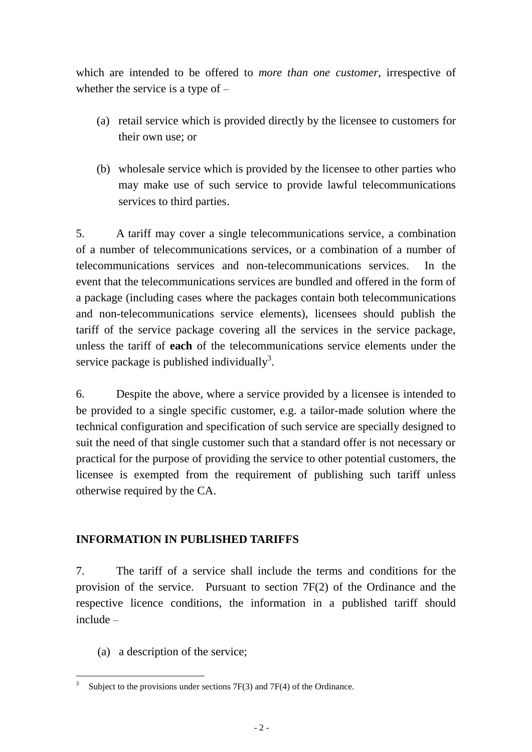which are intended to be offered to *more than one customer*, irrespective of whether the service is a type of –

(a) retail service which is provided directly by the licensee to customers for their own use; or

(b) wholesale service which is provided by the licensee to other parties who may make use of such service to provide lawful telecommunications services to third parties.

5. A tariff may cover a single telecommunications service, a combination of a number of telecommunications services, or a combination of a number of telecommunications services and non-telecommunications services. In the event that the telecommunications services are bundled and offered in the form of a package (including cases where the packages contain both telecommunications and non-telecommunications service elements), licensees should publish the tariff of the service package covering all the services in the service package, unless the tariff of **each** of the telecommunications service elements under the service package is published individually[3].

6. Despite the above, where a service provided by a licensee is intended to be provided to a single specific customer, e.g. a tailor-made solution where the technical configuration and specification of such service are specially designed to suit the need of that single customer such that a standard offer is not necessary or practical for the purpose of providing the service to other potential customers, the licensee is exempted from the requirement of publishing such tariff unless otherwise required by the CA.

## INFORMATION IN PUBLISHED TARIFFS

7. The tariff of a service shall include the terms and conditions for the provision of the service. Pursuant to section 7F(2) of the Ordinance and the respective licence conditions, the information in a published tariff should include –

(a) a description of the service;

[3] Subject to the provisions under sections 7F(3) and 7F(4) of the Ordinance.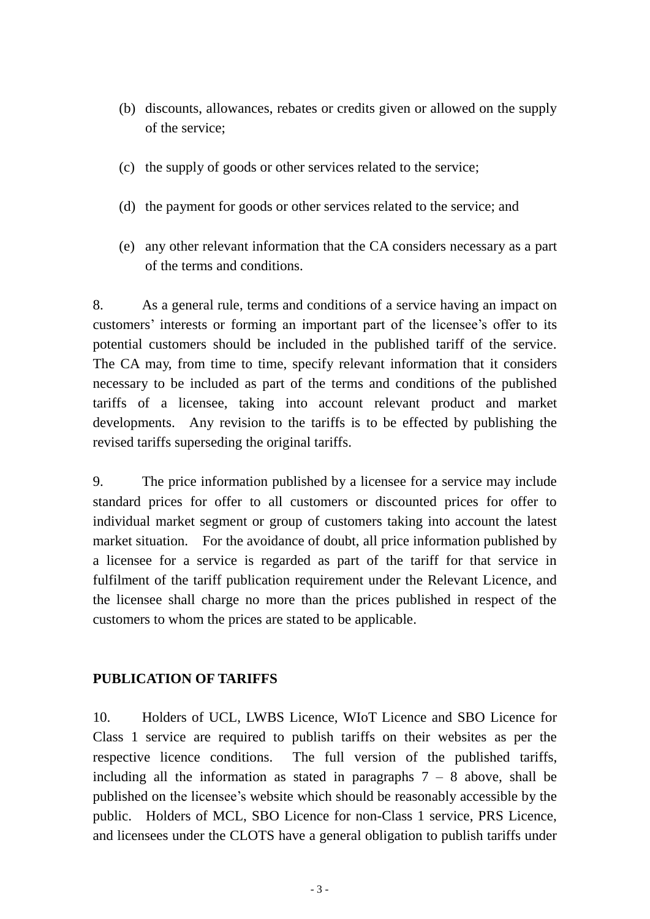(b) discounts, allowances, rebates or credits given or allowed on the supply of the service;

(c) the supply of goods or other services related to the service;

(d) the payment for goods or other services related to the service; and

(e) any other relevant information that the CA considers necessary as a part of the terms and conditions.

8. As a general rule, terms and conditions of a service having an impact on customers' interests or forming an important part of the licensee's offer to its potential customers should be included in the published tariff of the service. The CA may, from time to time, specify relevant information that it considers necessary to be included as part of the terms and conditions of the published tariffs of a licensee, taking into account relevant product and market developments. Any revision to the tariffs is to be effected by publishing the revised tariffs superseding the original tariffs.

9. The price information published by a licensee for a service may include standard prices for offer to all customers or discounted prices for offer to individual market segment or group of customers taking into account the latest market situation. For the avoidance of doubt, all price information published by a licensee for a service is regarded as part of the tariff for that service in fulfilment of the tariff publication requirement under the Relevant Licence, and the licensee shall charge no more than the prices published in respect of the customers to whom the prices are stated to be applicable.

## PUBLICATION OF TARIFFS

10. Holders of UCL, LWBS Licence, WIoT Licence and SBO Licence for Class 1 service are required to publish tariffs on their websites as per the respective licence conditions. The full version of the published tariffs, including all the information as stated in paragraphs 7 – 8 above, shall be published on the licensee's website which should be reasonably accessible by the public. Holders of MCL, SBO Licence for non-Class 1 service, PRS Licence, and licensees under the CLOTS have a general obligation to publish tariffs under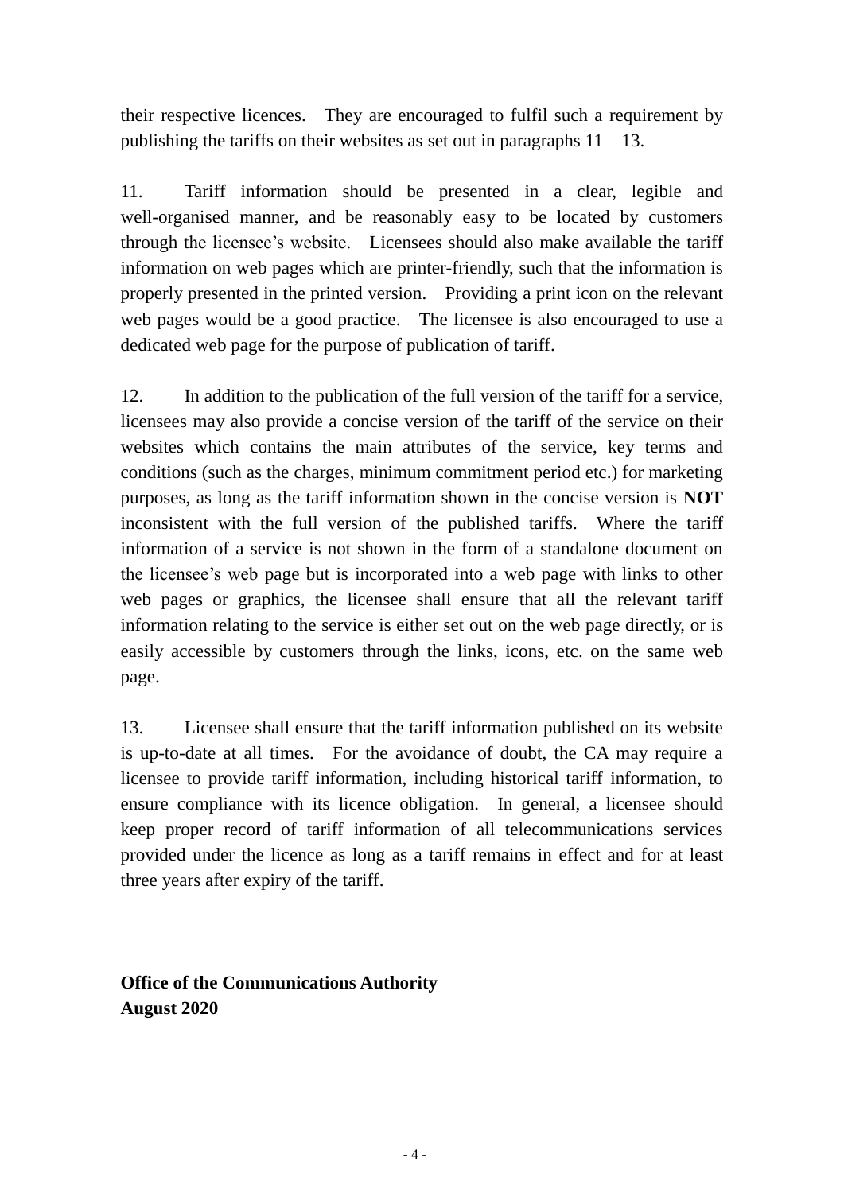their respective licences. They are encouraged to fulfil such a requirement by publishing the tariffs on their websites as set out in paragraphs 11 – 13.

11. Tariff information should be presented in a clear, legible and well-organised manner, and be reasonably easy to be located by customers through the licensee's website. Licensees should also make available the tariff information on web pages which are printer-friendly, such that the information is properly presented in the printed version. Providing a print icon on the relevant web pages would be a good practice. The licensee is also encouraged to use a dedicated web page for the purpose of publication of tariff.

12. In addition to the publication of the full version of the tariff for a service, licensees may also provide a concise version of the tariff of the service on their websites which contains the main attributes of the service, key terms and conditions (such as the charges, minimum commitment period etc.) for marketing purposes, as long as the tariff information shown in the concise version is **NOT** inconsistent with the full version of the published tariffs. Where the tariff information of a service is not shown in the form of a standalone document on the licensee's web page but is incorporated into a web page with links to other web pages or graphics, the licensee shall ensure that all the relevant tariff information relating to the service is either set out on the web page directly, or is easily accessible by customers through the links, icons, etc. on the same web page.

13. Licensee shall ensure that the tariff information published on its website is up-to-date at all times. For the avoidance of doubt, the CA may require a licensee to provide tariff information, including historical tariff information, to ensure compliance with its licence obligation. In general, a licensee should keep proper record of tariff information of all telecommunications services provided under the licence as long as a tariff remains in effect and for at least three years after expiry of the tariff.

**Office of the Communications Authority**
**August 2020**